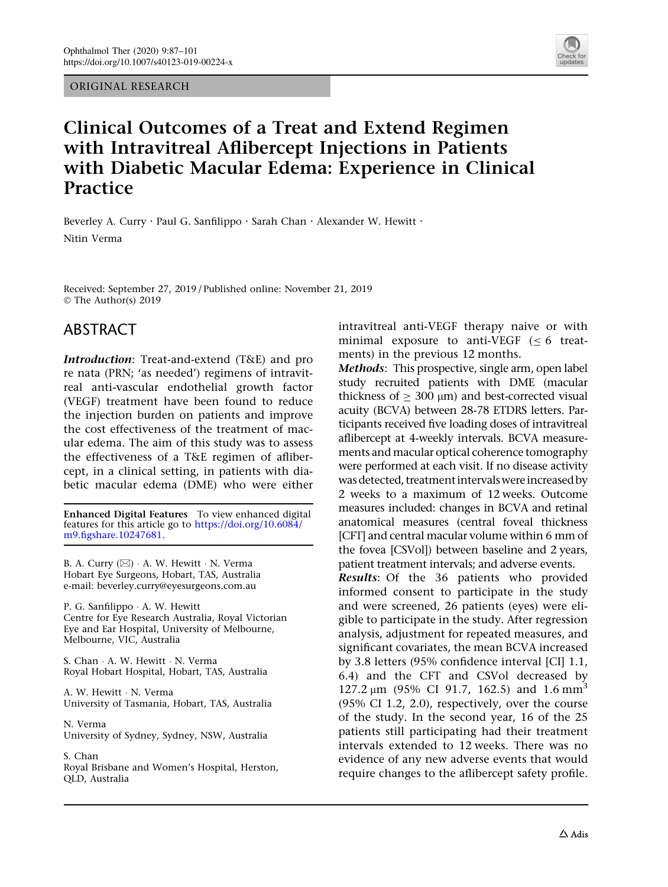ORIGINAL RESEARCH

# Clinical Outcomes of a Treat and Extend Regimen with Intravitreal Aflibercept Injections in Patients with Diabetic Macular Edema: Experience in Clinical Practice

Beverley A. Curry · Paul G. Sanfilippo · Sarah Chan · Alexander W. Hewitt · Nitin Verma

Received: September 27, 2019 / Published online: November 21, 2019
© The Author(s) 2019

## ABSTRACT

***Introduction***: Treat-and-extend (T&E) and pro re nata (PRN; 'as needed') regimens of intravitreal anti-vascular endothelial growth factor (VEGF) treatment have been found to reduce the injection burden on patients and improve the cost effectiveness of the treatment of macular edema. The aim of this study was to assess the effectiveness of a T&E regimen of aflibercept, in a clinical setting, in patients with diabetic macular edema (DME) who were either intravitreal anti-VEGF therapy naive or with minimal exposure to anti-VEGF ($\leq$ 6 treatments) in the previous 12 months.

***Methods***: This prospective, single arm, open label study recruited patients with DME (macular thickness of $\geq$ 300 μm) and best-corrected visual acuity (BCVA) between 28-78 ETDRS letters. Participants received five loading doses of intravitreal aflibercept at 4-weekly intervals. BCVA measurements and macular optical coherence tomography were performed at each visit. If no disease activity was detected, treatment intervals were increased by 2 weeks to a maximum of 12 weeks. Outcome measures included: changes in BCVA and retinal anatomical measures (central foveal thickness [CFT] and central macular volume within 6 mm of the fovea [CSVol]) between baseline and 2 years, patient treatment intervals; and adverse events.

***Results***: Of the 36 patients who provided informed consent to participate in the study and were screened, 26 patients (eyes) were eligible to participate in the study. After regression analysis, adjustment for repeated measures, and significant covariates, the mean BCVA increased by 3.8 letters (95% confidence interval [CI] 1.1, 6.4) and the CFT and CSVol decreased by 127.2 μm (95% CI 91.7, 162.5) and 1.6 mm$^3$ (95% CI 1.2, 2.0), respectively, over the course of the study. In the second year, 16 of the 25 patients still participating had their treatment intervals extended to 12 weeks. There was no evidence of any new adverse events that would require changes to the aflibercept safety profile.

**Enhanced Digital Features** To view enhanced digital features for this article go to https://doi.org/10.6084/m9.figshare.10247681.

B. A. Curry (✉) · A. W. Hewitt · N. Verma
Hobart Eye Surgeons, Hobart, TAS, Australia
e-mail: beverley.curry@eyesurgeons.com.au

P. G. Sanfilippo · A. W. Hewitt
Centre for Eye Research Australia, Royal Victorian Eye and Ear Hospital, University of Melbourne, Melbourne, VIC, Australia

S. Chan · A. W. Hewitt · N. Verma
Royal Hobart Hospital, Hobart, TAS, Australia

A. W. Hewitt · N. Verma
University of Tasmania, Hobart, TAS, Australia

N. Verma
University of Sydney, Sydney, NSW, Australia

S. Chan
Royal Brisbane and Women's Hospital, Herston, QLD, Australia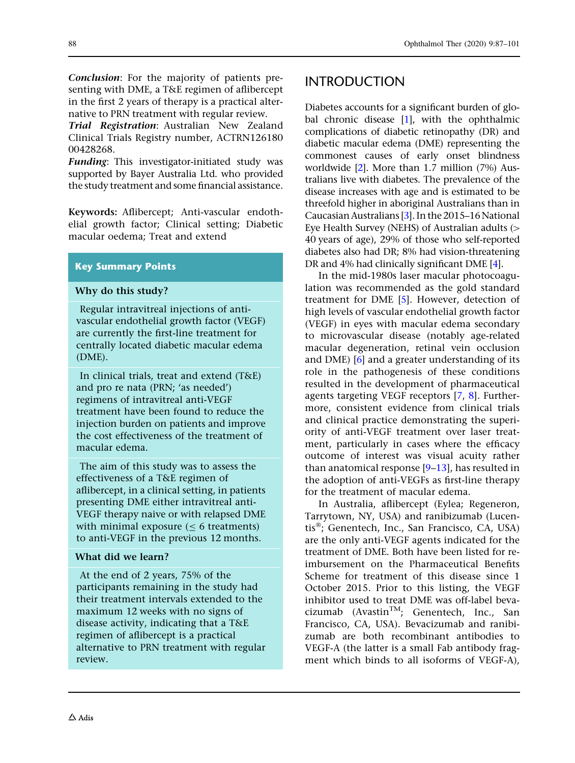**Conclusion**: For the majority of patients presenting with DME, a T&E regimen of aflibercept in the first 2 years of therapy is a practical alternative to PRN treatment with regular review.

***Trial Registration***: Australian New Zealand Clinical Trials Registry number, ACTRN12618000428268.

***Funding***: This investigator-initiated study was supported by Bayer Australia Ltd. who provided the study treatment and some financial assistance.

**Keywords:** Aflibercept; Anti-vascular endothelial growth factor; Clinical setting; Diabetic macular oedema; Treat and extend

**Key Summary Points**

**Why do this study?**

Regular intravitreal injections of anti-vascular endothelial growth factor (VEGF) are currently the first-line treatment for centrally located diabetic macular edema (DME).

In clinical trials, treat and extend (T&E) and pro re nata (PRN; 'as needed') regimens of intravitreal anti-VEGF treatment have been found to reduce the injection burden on patients and improve the cost effectiveness of the treatment of macular edema.

The aim of this study was to assess the effectiveness of a T&E regimen of aflibercept, in a clinical setting, in patients presenting DME either intravitreal anti-VEGF therapy naive or with relapsed DME with minimal exposure (≤ 6 treatments) to anti-VEGF in the previous 12 months.

**What did we learn?**

At the end of 2 years, 75% of the participants remaining in the study had their treatment intervals extended to the maximum 12 weeks with no signs of disease activity, indicating that a T&E regimen of aflibercept is a practical alternative to PRN treatment with regular review.

# INTRODUCTION

Diabetes accounts for a significant burden of global chronic disease [1], with the ophthalmic complications of diabetic retinopathy (DR) and diabetic macular edema (DME) representing the commonest causes of early onset blindness worldwide [2]. More than 1.7 million (7%) Australians live with diabetes. The prevalence of the disease increases with age and is estimated to be threefold higher in aboriginal Australians than in Caucasian Australians [3]. In the 2015–16 National Eye Health Survey (NEHS) of Australian adults (> 40 years of age), 29% of those who self-reported diabetes also had DR; 8% had vision-threatening DR and 4% had clinically significant DME [4].

In the mid-1980s laser macular photocoagulation was recommended as the gold standard treatment for DME [5]. However, detection of high levels of vascular endothelial growth factor (VEGF) in eyes with macular edema secondary to microvascular disease (notably age-related macular degeneration, retinal vein occlusion and DME) [6] and a greater understanding of its role in the pathogenesis of these conditions resulted in the development of pharmaceutical agents targeting VEGF receptors [7, 8]. Furthermore, consistent evidence from clinical trials and clinical practice demonstrating the superiority of anti-VEGF treatment over laser treatment, particularly in cases where the efficacy outcome of interest was visual acuity rather than anatomical response [9–13], has resulted in the adoption of anti-VEGFs as first-line therapy for the treatment of macular edema.

In Australia, aflibercept (Eylea; Regeneron, Tarrytown, NY, USA) and ranibizumab (Lucentis®; Genentech, Inc., San Francisco, CA, USA) are the only anti-VEGF agents indicated for the treatment of DME. Both have been listed for reimbursement on the Pharmaceutical Benefits Scheme for treatment of this disease since 1 October 2015. Prior to this listing, the VEGF inhibitor used to treat DME was off-label bevacizumab (Avastin™; Genentech, Inc., San Francisco, CA, USA). Bevacizumab and ranibizumab are both recombinant antibodies to VEGF-A (the latter is a small Fab antibody fragment which binds to all isoforms of VEGF-A),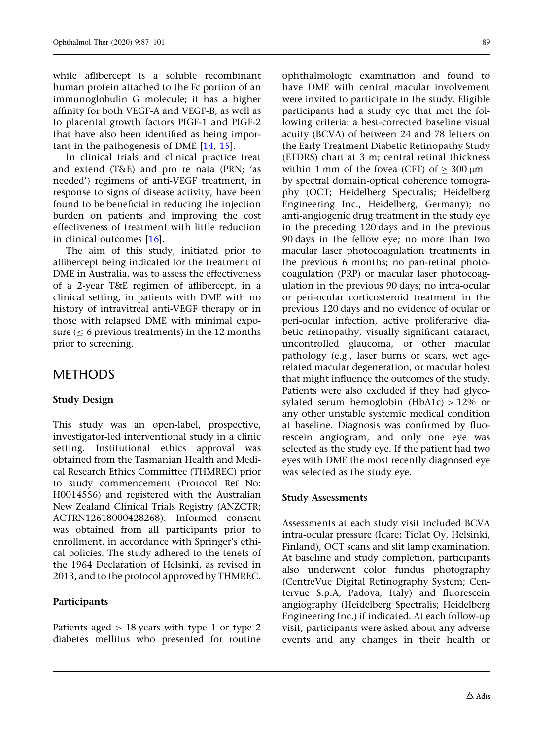while aflibercept is a soluble recombinant human protein attached to the Fc portion of an immunoglobulin G molecule; it has a higher affinity for both VEGF-A and VEGF-B, as well as to placental growth factors PIGF-1 and PIGF-2 that have also been identified as being important in the pathogenesis of DME [14, 15].

In clinical trials and clinical practice treat and extend (T&E) and pro re nata (PRN; 'as needed') regimens of anti-VEGF treatment, in response to signs of disease activity, have been found to be beneficial in reducing the injection burden on patients and improving the cost effectiveness of treatment with little reduction in clinical outcomes [16].

The aim of this study, initiated prior to aflibercept being indicated for the treatment of DME in Australia, was to assess the effectiveness of a 2-year T&E regimen of aflibercept, in a clinical setting, in patients with DME with no history of intravitreal anti-VEGF therapy or in those with relapsed DME with minimal exposure ($\leq$ 6 previous treatments) in the 12 months prior to screening.

## METHODS

### Study Design

This study was an open-label, prospective, investigator-led interventional study in a clinic setting. Institutional ethics approval was obtained from the Tasmanian Health and Medical Research Ethics Committee (THMREC) prior to study commencement (Protocol Ref No: H0014556) and registered with the Australian New Zealand Clinical Trials Registry (ANZCTR; ACTRN12618000428268). Informed consent was obtained from all participants prior to enrollment, in accordance with Springer's ethical policies. The study adhered to the tenets of the 1964 Declaration of Helsinki, as revised in 2013, and to the protocol approved by THMREC.

### Participants

Patients aged > 18 years with type 1 or type 2 diabetes mellitus who presented for routine ophthalmologic examination and found to have DME with central macular involvement were invited to participate in the study. Eligible participants had a study eye that met the following criteria: a best-corrected baseline visual acuity (BCVA) of between 24 and 78 letters on the Early Treatment Diabetic Retinopathy Study (ETDRS) chart at 3 m; central retinal thickness within 1 mm of the fovea (CFT) of $\geq$ 300 μm by spectral domain-optical coherence tomography (OCT; Heidelberg Spectralis; Heidelberg Engineering Inc., Heidelberg, Germany); no anti-angiogenic drug treatment in the study eye in the preceding 120 days and in the previous 90 days in the fellow eye; no more than two macular laser photocoagulation treatments in the previous 6 months; no pan-retinal photocoagulation (PRP) or macular laser photocoagulation in the previous 90 days; no intra-ocular or peri-ocular corticosteroid treatment in the previous 120 days and no evidence of ocular or peri-ocular infection, active proliferative diabetic retinopathy, visually significant cataract, uncontrolled glaucoma, or other macular pathology (e.g., laser burns or scars, wet age-related macular degeneration, or macular holes) that might influence the outcomes of the study. Patients were also excluded if they had glycosylated serum hemoglobin (HbA1c) > 12% or any other unstable systemic medical condition at baseline. Diagnosis was confirmed by fluorescein angiogram, and only one eye was selected as the study eye. If the patient had two eyes with DME the most recently diagnosed eye was selected as the study eye.

### Study Assessments

Assessments at each study visit included BCVA intra-ocular pressure (Icare; Tiolat Oy, Helsinki, Finland), OCT scans and slit lamp examination. At baseline and study completion, participants also underwent color fundus photography (CentreVue Digital Retinography System; Centervue S.p.A, Padova, Italy) and fluorescein angiography (Heidelberg Spectralis; Heidelberg Engineering Inc.) if indicated. At each follow-up visit, participants were asked about any adverse events and any changes in their health or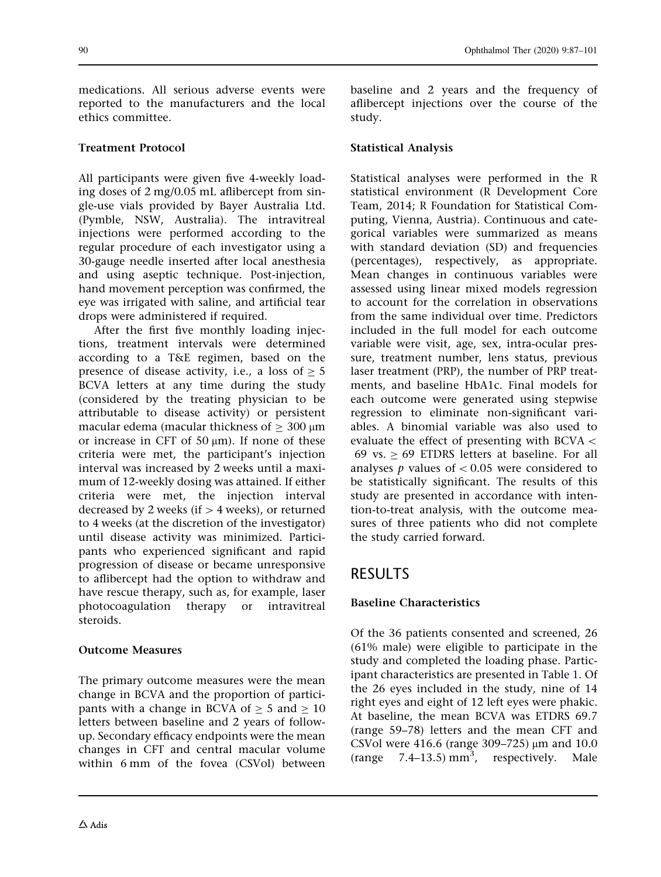medications. All serious adverse events were reported to the manufacturers and the local ethics committee.

### Treatment Protocol

All participants were given five 4-weekly loading doses of 2 mg/0.05 mL aflibercept from single-use vials provided by Bayer Australia Ltd. (Pymble, NSW, Australia). The intravitreal injections were performed according to the regular procedure of each investigator using a 30-gauge needle inserted after local anesthesia and using aseptic technique. Post-injection, hand movement perception was confirmed, the eye was irrigated with saline, and artificial tear drops were administered if required.

After the first five monthly loading injections, treatment intervals were determined according to a T&E regimen, based on the presence of disease activity, i.e., a loss of $\geq 5$ BCVA letters at any time during the study (considered by the treating physician to be attributable to disease activity) or persistent macular edema (macular thickness of $\geq 300$ μm or increase in CFT of 50 μm). If none of these criteria were met, the participant's injection interval was increased by 2 weeks until a maximum of 12-weekly dosing was attained. If either criteria were met, the injection interval decreased by 2 weeks (if $> 4$ weeks), or returned to 4 weeks (at the discretion of the investigator) until disease activity was minimized. Participants who experienced significant and rapid progression of disease or became unresponsive to aflibercept had the option to withdraw and have rescue therapy, such as, for example, laser photocoagulation therapy or intravitreal steroids.

### Outcome Measures

The primary outcome measures were the mean change in BCVA and the proportion of participants with a change in BCVA of $\geq 5$ and $\geq 10$ letters between baseline and 2 years of follow-up. Secondary efficacy endpoints were the mean changes in CFT and central macular volume within 6 mm of the fovea (CSVol) between baseline and 2 years and the frequency of aflibercept injections over the course of the study.

### Statistical Analysis

Statistical analyses were performed in the R statistical environment (R Development Core Team, 2014; R Foundation for Statistical Computing, Vienna, Austria). Continuous and categorical variables were summarized as means with standard deviation (SD) and frequencies (percentages), respectively, as appropriate. Mean changes in continuous variables were assessed using linear mixed models regression to account for the correlation in observations from the same individual over time. Predictors included in the full model for each outcome variable were visit, age, sex, intra-ocular pressure, treatment number, lens status, previous laser treatment (PRP), the number of PRP treatments, and baseline HbA1c. Final models for each outcome were generated using stepwise regression to eliminate non-significant variables. A binomial variable was also used to evaluate the effect of presenting with BCVA $<$ 69 vs. $\geq 69$ ETDRS letters at baseline. For all analyses $p$ values of $< 0.05$ were considered to be statistically significant. The results of this study are presented in accordance with intention-to-treat analysis, with the outcome measures of three patients who did not complete the study carried forward.

## RESULTS

### Baseline Characteristics

Of the 36 patients consented and screened, 26 (61% male) were eligible to participate in the study and completed the loading phase. Participant characteristics are presented in Table 1. Of the 26 eyes included in the study, nine of 14 right eyes and eight of 12 left eyes were phakic. At baseline, the mean BCVA was ETDRS 69.7 (range 59–78) letters and the mean CFT and CSVol were 416.6 (range 309–725) μm and 10.0 (range 7.4–13.5) $mm^3$, respectively. Male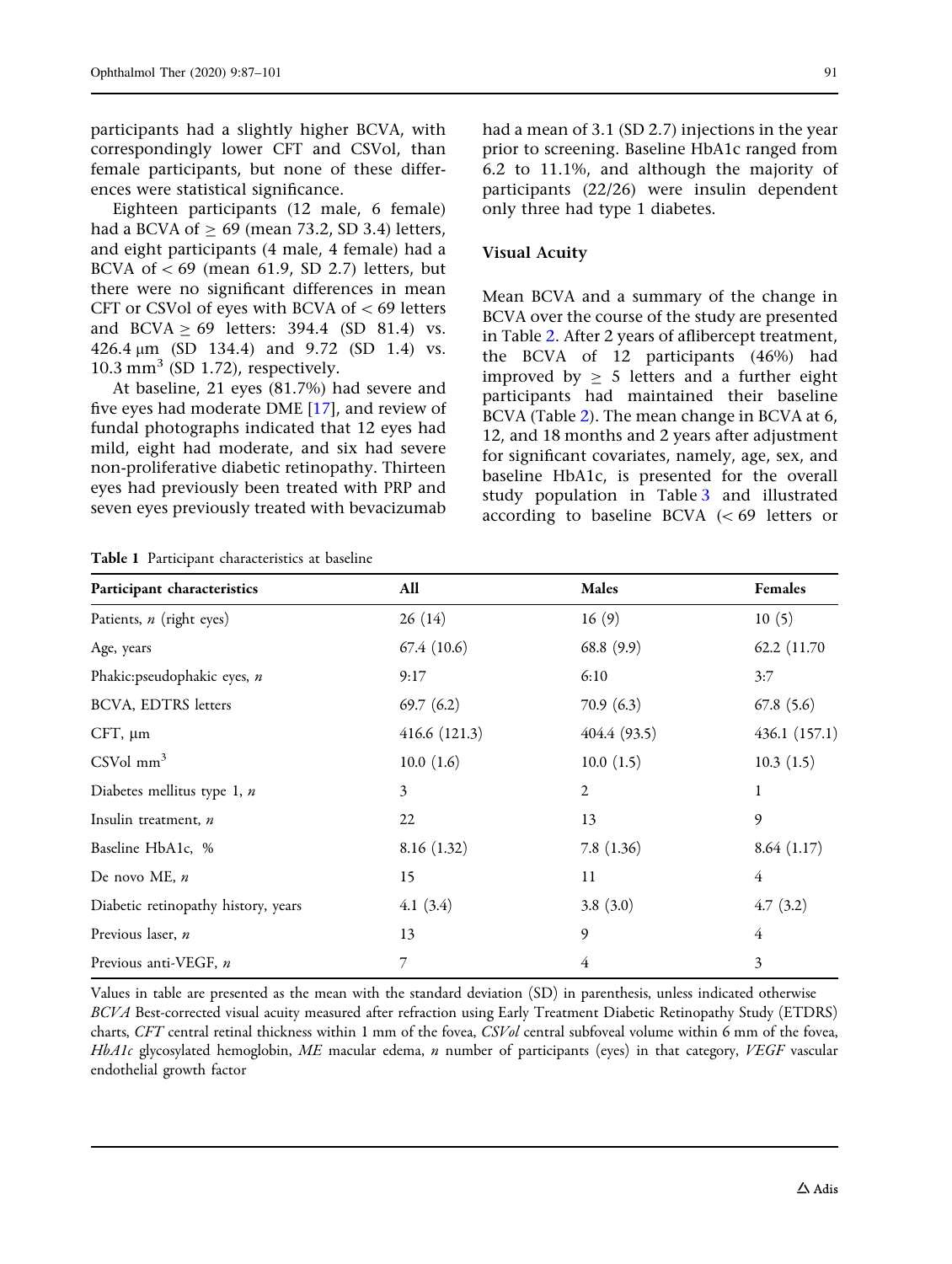participants had a slightly higher BCVA, with correspondingly lower CFT and CSVol, than female participants, but none of these differences were statistical significance.

Eighteen participants (12 male, 6 female) had a BCVA of ≥ 69 (mean 73.2, SD 3.4) letters, and eight participants (4 male, 4 female) had a BCVA of < 69 (mean 61.9, SD 2.7) letters, but there were no significant differences in mean CFT or CSVol of eyes with BCVA of < 69 letters and BCVA ≥ 69 letters: 394.4 (SD 81.4) vs. 426.4 µm (SD 134.4) and 9.72 (SD 1.4) vs. 10.3 mm$^3$ (SD 1.72), respectively.

At baseline, 21 eyes (81.7%) had severe and five eyes had moderate DME [17], and review of fundal photographs indicated that 12 eyes had mild, eight had moderate, and six had severe non-proliferative diabetic retinopathy. Thirteen eyes had previously been treated with PRP and seven eyes previously treated with bevacizumab had a mean of 3.1 (SD 2.7) injections in the year prior to screening. Baseline HbA1c ranged from 6.2 to 11.1%, and although the majority of participants (22/26) were insulin dependent only three had type 1 diabetes.

### Visual Acuity

Mean BCVA and a summary of the change in BCVA over the course of the study are presented in Table 2. After 2 years of aflibercept treatment, the BCVA of 12 participants (46%) had improved by ≥ 5 letters and a further eight participants had maintained their baseline BCVA (Table 2). The mean change in BCVA at 6, 12, and 18 months and 2 years after adjustment for significant covariates, namely, age, sex, and baseline HbA1c, is presented for the overall study population in Table 3 and illustrated according to baseline BCVA (< 69 letters or

**Table 1** Participant characteristics at baseline

| Participant characteristics | All | Males | Females |
|---|---|---|---|
| Patients, *n* (right eyes) | 26 (14) | 16 (9) | 10 (5) |
| Age, years | 67.4 (10.6) | 68.8 (9.9) | 62.2 (11.70 |
| Phakic:pseudophakic eyes, *n* | 9:17 | 6:10 | 3:7 |
| BCVA, EDTRS letters | 69.7 (6.2) | 70.9 (6.3) | 67.8 (5.6) |
| CFT, µm | 416.6 (121.3) | 404.4 (93.5) | 436.1 (157.1) |
| CSVol mm$^3$ | 10.0 (1.6) | 10.0 (1.5) | 10.3 (1.5) |
| Diabetes mellitus type 1, *n* | 3 | 2 | 1 |
| Insulin treatment, *n* | 22 | 13 | 9 |
| Baseline HbA1c, % | 8.16 (1.32) | 7.8 (1.36) | 8.64 (1.17) |
| De novo ME, *n* | 15 | 11 | 4 |
| Diabetic retinopathy history, years | 4.1 (3.4) | 3.8 (3.0) | 4.7 (3.2) |
| Previous laser, *n* | 13 | 9 | 4 |
| Previous anti-VEGF, *n* | 7 | 4 | 3 |

Values in table are presented as the mean with the standard deviation (SD) in parenthesis, unless indicated otherwise
*BCVA* Best-corrected visual acuity measured after refraction using Early Treatment Diabetic Retinopathy Study (ETDRS) charts, *CFT* central retinal thickness within 1 mm of the fovea, *CSVol* central subfoveal volume within 6 mm of the fovea, *HbA1c* glycosylated hemoglobin, *ME* macular edema, *n* number of participants (eyes) in that category, *VEGF* vascular endothelial growth factor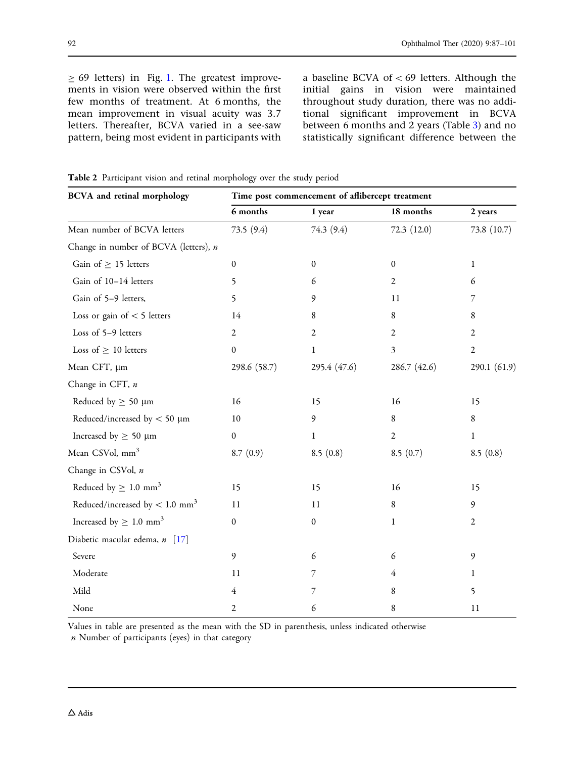≥ 69 letters) in Fig. 1. The greatest improvements in vision were observed within the first few months of treatment. At 6 months, the mean improvement in visual acuity was 3.7 letters. Thereafter, BCVA varied in a see-saw pattern, being most evident in participants with a baseline BCVA of < 69 letters. Although the initial gains in vision were maintained throughout study duration, there was no additional significant improvement in BCVA between 6 months and 2 years (Table 3) and no statistically significant difference between the

**Table 2** Participant vision and retinal morphology over the study period

| BCVA and retinal morphology | Time post commencement of aflibercept treatment | | | |
|---|---|---|---|---|
| | 6 months | 1 year | 18 months | 2 years |
| Mean number of BCVA letters | 73.5 (9.4) | 74.3 (9.4) | 72.3 (12.0) | 73.8 (10.7) |
| Change in number of BCVA (letters), *n* | | | | |
| Gain of ≥ 15 letters | 0 | 0 | 0 | 1 |
| Gain of 10–14 letters | 5 | 6 | 2 | 6 |
| Gain of 5–9 letters, | 5 | 9 | 11 | 7 |
| Loss or gain of < 5 letters | 14 | 8 | 8 | 8 |
| Loss of 5–9 letters | 2 | 2 | 2 | 2 |
| Loss of ≥ 10 letters | 0 | 1 | 3 | 2 |
| Mean CFT, μm | 298.6 (58.7) | 295.4 (47.6) | 286.7 (42.6) | 290.1 (61.9) |
| Change in CFT, *n* | | | | |
| Reduced by ≥ 50 μm | 16 | 15 | 16 | 15 |
| Reduced/increased by < 50 μm | 10 | 9 | 8 | 8 |
| Increased by ≥ 50 μm | 0 | 1 | 2 | 1 |
| Mean CSVol, $mm^3$ | 8.7 (0.9) | 8.5 (0.8) | 8.5 (0.7) | 8.5 (0.8) |
| Change in CSVol, *n* | | | | |
| Reduced by ≥ 1.0 $mm^3$ | 15 | 15 | 16 | 15 |
| Reduced/increased by < 1.0 $mm^3$ | 11 | 11 | 8 | 9 |
| Increased by ≥ 1.0 $mm^3$ | 0 | 0 | 1 | 2 |
| Diabetic macular edema, *n* [17] | | | | |
| Severe | 9 | 6 | 6 | 9 |
| Moderate | 11 | 7 | 4 | 1 |
| Mild | 4 | 7 | 8 | 5 |
| None | 2 | 6 | 8 | 11 |

Values in table are presented as the mean with the SD in parenthesis, unless indicated otherwise
*n* Number of participants (eyes) in that category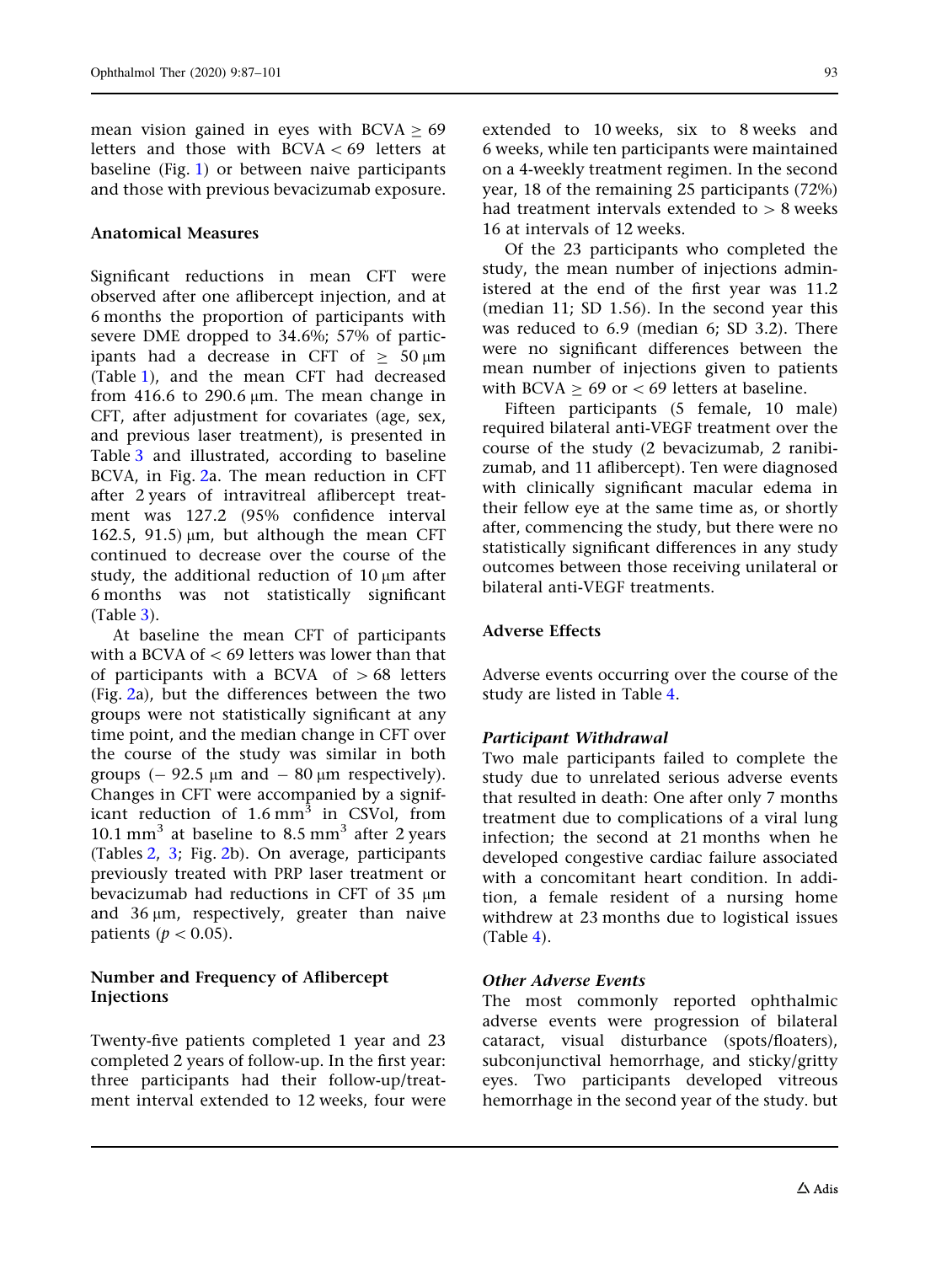mean vision gained in eyes with BCVA $\geq$ 69 letters and those with BCVA < 69 letters at baseline (Fig. 1) or between naive participants and those with previous bevacizumab exposure.

### Anatomical Measures

Significant reductions in mean CFT were observed after one aflibercept injection, and at 6 months the proportion of participants with severe DME dropped to 34.6%; 57% of participants had a decrease in CFT of $\geq$ 50 µm (Table 1), and the mean CFT had decreased from 416.6 to 290.6 µm. The mean change in CFT, after adjustment for covariates (age, sex, and previous laser treatment), is presented in Table 3 and illustrated, according to baseline BCVA, in Fig. 2a. The mean reduction in CFT after 2 years of intravitreal aflibercept treatment was 127.2 (95% confidence interval 162.5, 91.5) µm, but although the mean CFT continued to decrease over the course of the study, the additional reduction of 10 µm after 6 months was not statistically significant (Table 3).

At baseline the mean CFT of participants with a BCVA of < 69 letters was lower than that of participants with a BCVA of > 68 letters (Fig. 2a), but the differences between the two groups were not statistically significant at any time point, and the median change in CFT over the course of the study was similar in both groups (− 92.5 µm and − 80 µm respectively). Changes in CFT were accompanied by a significant reduction of 1.6 mm$^3$ in CSVol, from 10.1 mm$^3$ at baseline to 8.5 mm$^3$ after 2 years (Tables 2, 3; Fig. 2b). On average, participants previously treated with PRP laser treatment or bevacizumab had reductions in CFT of 35 µm and 36 µm, respectively, greater than naive patients ($p < 0.05$).

### Number and Frequency of Aflibercept Injections

Twenty-five patients completed 1 year and 23 completed 2 years of follow-up. In the first year: three participants had their follow-up/treatment interval extended to 12 weeks, four were extended to 10 weeks, six to 8 weeks and 6 weeks, while ten participants were maintained on a 4-weekly treatment regimen. In the second year, 18 of the remaining 25 participants (72%) had treatment intervals extended to > 8 weeks 16 at intervals of 12 weeks.

Of the 23 participants who completed the study, the mean number of injections administered at the end of the first year was 11.2 (median 11; SD 1.56). In the second year this was reduced to 6.9 (median 6; SD 3.2). There were no significant differences between the mean number of injections given to patients with BCVA $\geq$ 69 or < 69 letters at baseline.

Fifteen participants (5 female, 10 male) required bilateral anti-VEGF treatment over the course of the study (2 bevacizumab, 2 ranibizumab, and 11 aflibercept). Ten were diagnosed with clinically significant macular edema in their fellow eye at the same time as, or shortly after, commencing the study, but there were no statistically significant differences in any study outcomes between those receiving unilateral or bilateral anti-VEGF treatments.

### Adverse Effects

Adverse events occurring over the course of the study are listed in Table 4.

#### *Participant Withdrawal*

Two male participants failed to complete the study due to unrelated serious adverse events that resulted in death: One after only 7 months treatment due to complications of a viral lung infection; the second at 21 months when he developed congestive cardiac failure associated with a concomitant heart condition. In addition, a female resident of a nursing home withdrew at 23 months due to logistical issues (Table 4).

#### *Other Adverse Events*

The most commonly reported ophthalmic adverse events were progression of bilateral cataract, visual disturbance (spots/floaters), subconjunctival hemorrhage, and sticky/gritty eyes. Two participants developed vitreous hemorrhage in the second year of the study. but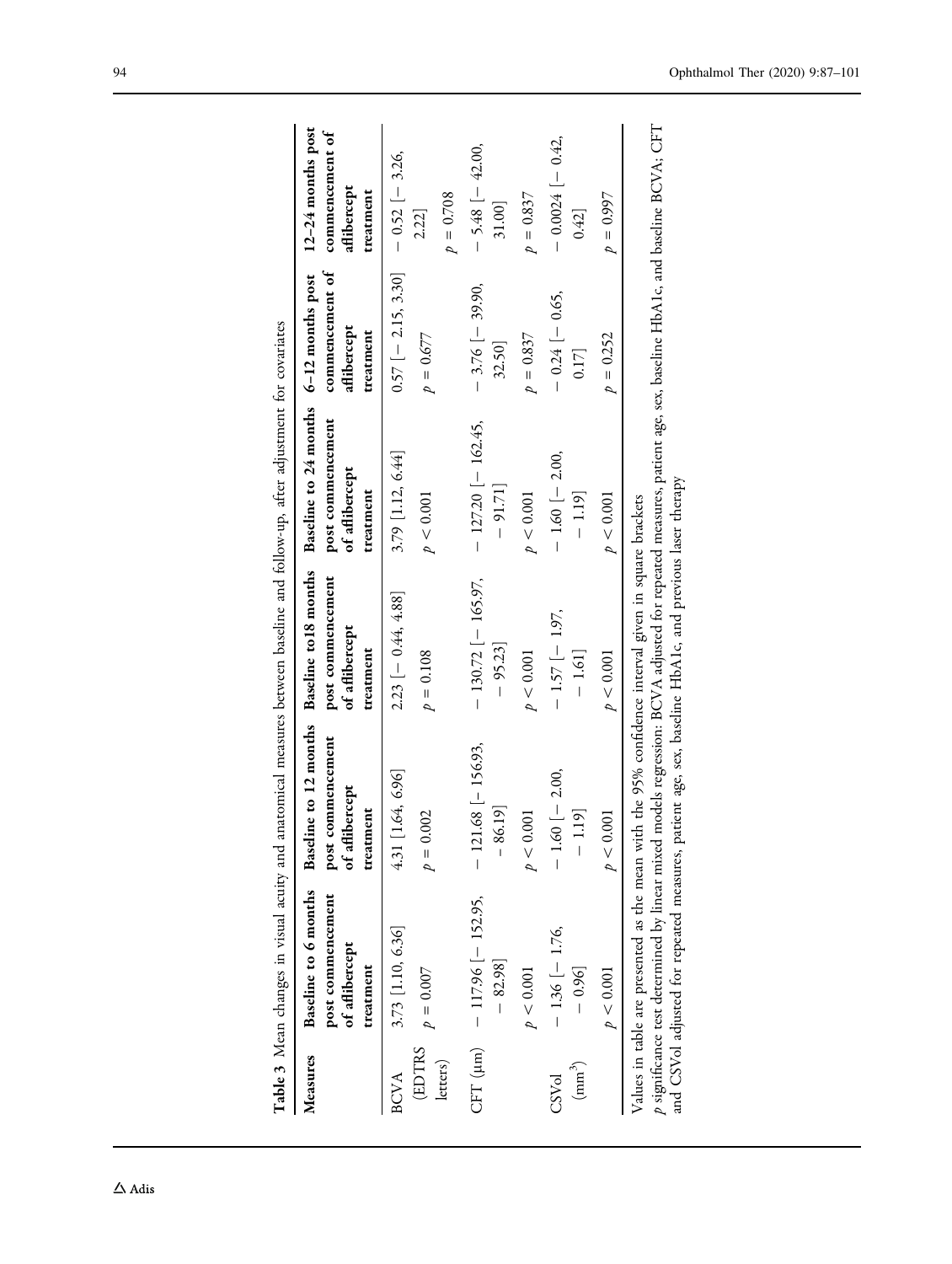**Table 3** Mean changes in visual acuity and anatomical measures between baseline and follow-up, after adjustment for covariates

| Measures | Baseline to 6 months post commencement of aflibercept treatment | Baseline to 12 months post commencement of aflibercept treatment | Baseline to18 months post commencement of aflibercept treatment | Baseline to 24 months post commencement of aflibercept treatment | 6–12 months post commencement of aflibercept treatment | 12–24 months post commencement of aflibercept treatment |
|---|---|---|---|---|---|---|
| BCVA (EDTRS letters) | 3.73 [1.10, 6.36] | 4.31 [1.64, 6.96] | 2.23 [− 0.44, 4.88] | 3.79 [1.12, 6.44] | 0.57 [− 2.15, 3.30] | − 0.52 [− 3.26, 2.22] |
| | $p = 0.007$ | $p = 0.002$ | $p = 0.108$ | $p < 0.001$ | $p = 0.677$ | $p = 0.708$ |
| CFT (μm) | − 117.96 [− 152.95, − 82.98] | − 121.68 [− 156.93, − 86.19] | − 130.72 [− 165.97, − 95.23] | − 127.20 [− 162.45, − 91.71] | − 3.76 [− 39.90, 32.50] | − 5.48 [− 42.00, 31.00] |
| | $p < 0.001$ | $p < 0.001$ | $p < 0.001$ | $p < 0.001$ | $p = 0.837$ | $p = 0.837$ |
| CSVol ($mm^3$) | − 1.36 [− 1.76, − 0.96] | − 1.60 [− 2.00, − 1.19] | − 1.57 [− 1.97, − 1.61] | − 1.60 [− 2.00, − 1.19] | − 0.24 [− 0.65, 0.17] | − 0.0024 [− 0.42, 0.42] |
| | $p < 0.001$ | $p < 0.001$ | $p < 0.001$ | $p < 0.001$ | $p = 0.252$ | $p = 0.997$ |

Values in table are presented as the mean with the 95% confidence interval given in square brackets

*p* significance test determined by linear mixed models regression: BCVA adjusted for repeated measures, patient age, sex, baseline HbA1c, and baseline BCVA; CFT and CSVol adjusted for repeated measures, patient age, sex, baseline HbA1c, and previous laser therapy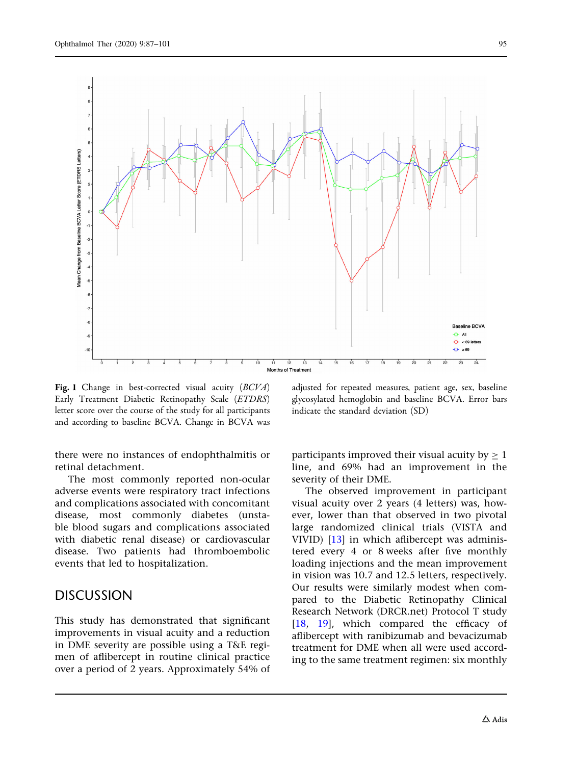Fig. 1 Change in best-corrected visual acuity (*BCVA*) Early Treatment Diabetic Retinopathy Scale (*ETDRS*) letter score over the course of the study for all participants and according to baseline BCVA. Change in BCVA was adjusted for repeated measures, patient age, sex, baseline glycosylated hemoglobin and baseline BCVA. Error bars indicate the standard deviation (SD)

there were no instances of endophthalmitis or retinal detachment.

The most commonly reported non-ocular adverse events were respiratory tract infections and complications associated with concomitant disease, most commonly diabetes (unstable blood sugars and complications associated with diabetic renal disease) or cardiovascular disease. Two patients had thromboembolic events that led to hospitalization.

## DISCUSSION

This study has demonstrated that significant improvements in visual acuity and a reduction in DME severity are possible using a T&E regimen of aflibercept in routine clinical practice over a period of 2 years. Approximately 54% of participants improved their visual acuity by ≥ 1 line, and 69% had an improvement in the severity of their DME.

The observed improvement in participant visual acuity over 2 years (4 letters) was, however, lower than that observed in two pivotal large randomized clinical trials (VISTA and VIVID) [13] in which aflibercept was administered every 4 or 8 weeks after five monthly loading injections and the mean improvement in vision was 10.7 and 12.5 letters, respectively. Our results were similarly modest when compared to the Diabetic Retinopathy Clinical Research Network (DRCR.net) Protocol T study [18, 19], which compared the efficacy of aflibercept with ranibizumab and bevacizumab treatment for DME when all were used according to the same treatment regimen: six monthly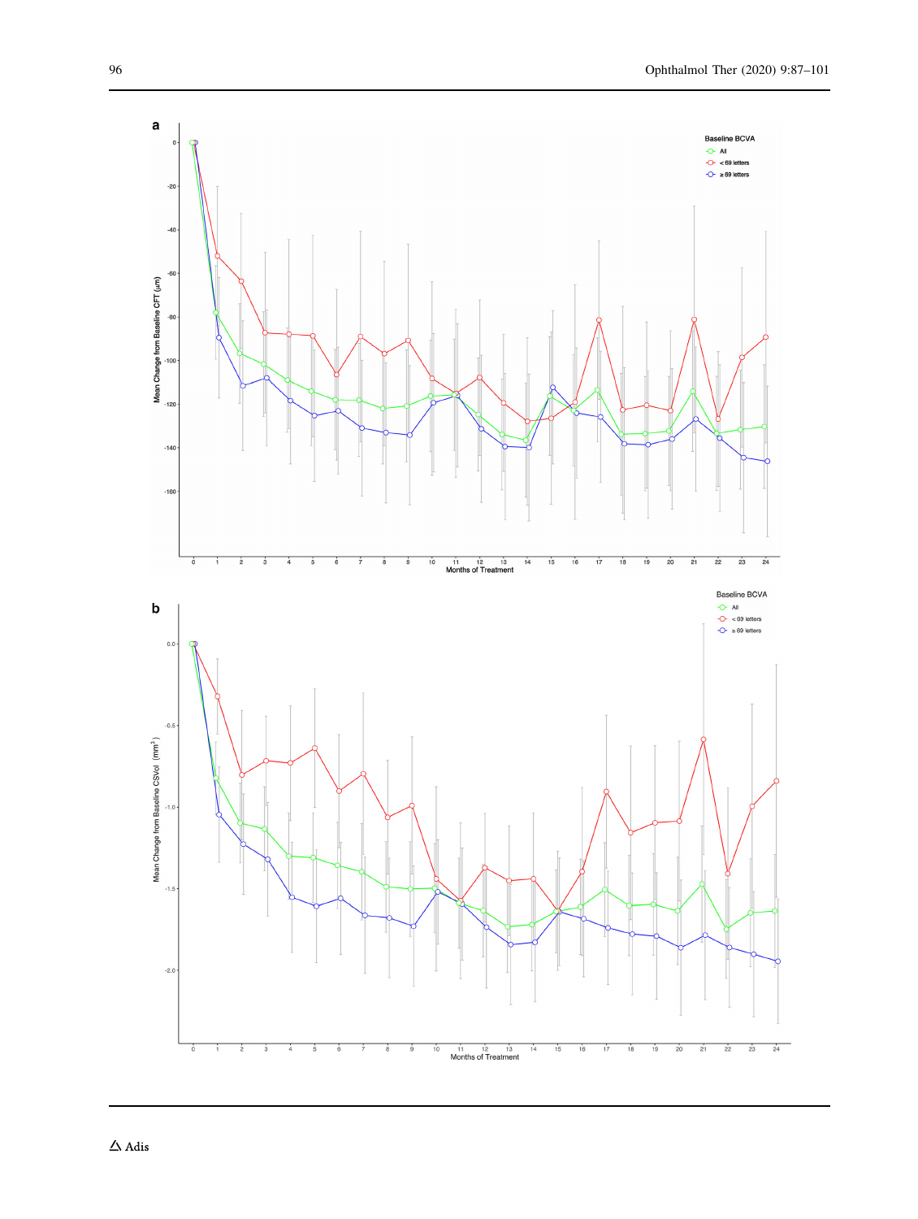**a**

Baseline BCVA

- All
- < 69 letters
- ≥ 69 letters

Mean Change from Baseline CFT (μm)

Months of Treatment

**b**

Baseline BCVA

- All
- < 69 letters
- ≥ 69 letters

Mean Change from Baseline CSVol (mm$^3$)

Months of Treatment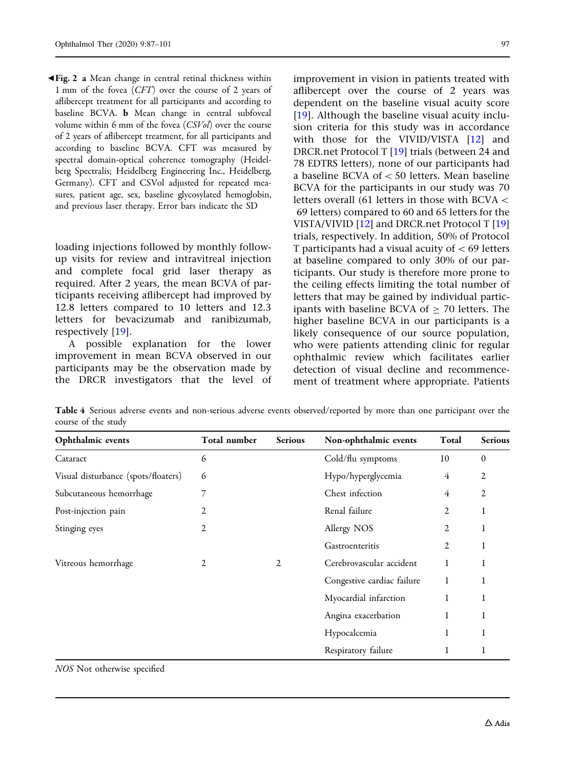◀**Fig. 2** **a** Mean change in central retinal thickness within 1 mm of the fovea (*CFT*) over the course of 2 years of aflibercept treatment for all participants and according to baseline BCVA. **b** Mean change in central subfoveal volume within 6 mm of the fovea (*CSVol*) over the course of 2 years of aflibercept treatment, for all participants and according to baseline BCVA. CFT was measured by spectral domain-optical coherence tomography (Heidelberg Spectralis; Heidelberg Engineering Inc., Heidelberg, Germany). CFT and CSVol adjusted for repeated measures, patient age, sex, baseline glycosylated hemoglobin, and previous laser therapy. Error bars indicate the SD

loading injections followed by monthly follow-up visits for review and intravitreal injection and complete focal grid laser therapy as required. After 2 years, the mean BCVA of participants receiving aflibercept had improved by 12.8 letters compared to 10 letters and 12.3 letters for bevacizumab and ranibizumab, respectively [19].

A possible explanation for the lower improvement in mean BCVA observed in our participants may be the observation made by the DRCR investigators that the level of improvement in vision in patients treated with aflibercept over the course of 2 years was dependent on the baseline visual acuity score [19]. Although the baseline visual acuity inclusion criteria for this study was in accordance with those for the VIVID/VISTA [12] and DRCR.net Protocol T [19] trials (between 24 and 78 EDTRS letters), none of our participants had a baseline BCVA of < 50 letters. Mean baseline BCVA for the participants in our study was 70 letters overall (61 letters in those with BCVA < 69 letters) compared to 60 and 65 letters for the VISTA/VIVID [12] and DRCR.net Protocol T [19] trials, respectively. In addition, 50% of Protocol T participants had a visual acuity of < 69 letters at baseline compared to only 30% of our participants. Our study is therefore more prone to the ceiling effects limiting the total number of letters that may be gained by individual participants with baseline BCVA of ≥ 70 letters. The higher baseline BCVA in our participants is a likely consequence of our source population, who were patients attending clinic for regular ophthalmic review which facilitates earlier detection of visual decline and recommencement of treatment where appropriate. Patients

**Table 4** Serious adverse events and non-serious adverse events observed/reported by more than one participant over the course of the study

| Ophthalmic events | Total number | Serious | Non-ophthalmic events | Total | Serious |
|---|---|---|---|---|---|
| Cataract | 6 | | Cold/flu symptoms | 10 | 0 |
| Visual disturbance (spots/floaters) | 6 | | Hypo/hyperglycemia | 4 | 2 |
| Subcutaneous hemorrhage | 7 | | Chest infection | 4 | 2 |
| Post-injection pain | 2 | | Renal failure | 2 | 1 |
| Stinging eyes | 2 | | Allergy NOS | 2 | 1 |
| | | | Gastroenteritis | 2 | 1 |
| Vitreous hemorrhage | 2 | 2 | Cerebrovascular accident | 1 | 1 |
| | | | Congestive cardiac failure | 1 | 1 |
| | | | Myocardial infarction | 1 | 1 |
| | | | Angina exacerbation | 1 | 1 |
| | | | Hypocalcemia | 1 | 1 |
| | | | Respiratory failure | 1 | 1 |

*NOS* Not otherwise specified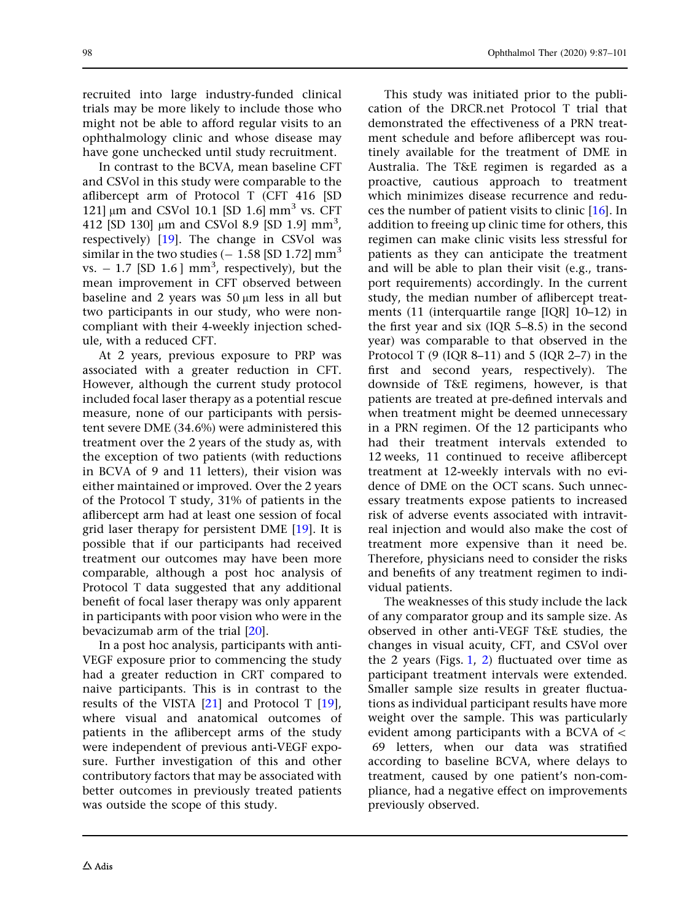recruited into large industry-funded clinical trials may be more likely to include those who might not be able to afford regular visits to an ophthalmology clinic and whose disease may have gone unchecked until study recruitment.

In contrast to the BCVA, mean baseline CFT and CSVol in this study were comparable to the aflibercept arm of Protocol T (CFT 416 [SD 121] μm and CSVol 10.1 [SD 1.6] $mm^3$ vs. CFT 412 [SD 130] μm and CSVol 8.9 [SD 1.9] $mm^3$, respectively) [19]. The change in CSVol was similar in the two studies (− 1.58 [SD 1.72] $mm^3$ vs. − 1.7 [SD 1.6 ] $mm^3$, respectively), but the mean improvement in CFT observed between baseline and 2 years was 50 μm less in all but two participants in our study, who were non-compliant with their 4-weekly injection schedule, with a reduced CFT.

At 2 years, previous exposure to PRP was associated with a greater reduction in CFT. However, although the current study protocol included focal laser therapy as a potential rescue measure, none of our participants with persistent severe DME (34.6%) were administered this treatment over the 2 years of the study as, with the exception of two patients (with reductions in BCVA of 9 and 11 letters), their vision was either maintained or improved. Over the 2 years of the Protocol T study, 31% of patients in the aflibercept arm had at least one session of focal grid laser therapy for persistent DME [19]. It is possible that if our participants had received treatment our outcomes may have been more comparable, although a post hoc analysis of Protocol T data suggested that any additional benefit of focal laser therapy was only apparent in participants with poor vision who were in the bevacizumab arm of the trial [20].

In a post hoc analysis, participants with anti-VEGF exposure prior to commencing the study had a greater reduction in CRT compared to naive participants. This is in contrast to the results of the VISTA [21] and Protocol T [19], where visual and anatomical outcomes of patients in the aflibercept arms of the study were independent of previous anti-VEGF exposure. Further investigation of this and other contributory factors that may be associated with better outcomes in previously treated patients was outside the scope of this study.

This study was initiated prior to the publication of the DRCR.net Protocol T trial that demonstrated the effectiveness of a PRN treatment schedule and before aflibercept was routinely available for the treatment of DME in Australia. The T&E regimen is regarded as a proactive, cautious approach to treatment which minimizes disease recurrence and reduces the number of patient visits to clinic [16]. In addition to freeing up clinic time for others, this regimen can make clinic visits less stressful for patients as they can anticipate the treatment and will be able to plan their visit (e.g., transport requirements) accordingly. In the current study, the median number of aflibercept treatments (11 (interquartile range [IQR] 10–12) in the first year and six (IQR 5–8.5) in the second year) was comparable to that observed in the Protocol T (9 (IQR 8–11) and 5 (IQR 2–7) in the first and second years, respectively). The downside of T&E regimens, however, is that patients are treated at pre-defined intervals and when treatment might be deemed unnecessary in a PRN regimen. Of the 12 participants who had their treatment intervals extended to 12 weeks, 11 continued to receive aflibercept treatment at 12-weekly intervals with no evidence of DME on the OCT scans. Such unnecessary treatments expose patients to increased risk of adverse events associated with intravitreal injection and would also make the cost of treatment more expensive than it need be. Therefore, physicians need to consider the risks and benefits of any treatment regimen to individual patients.

The weaknesses of this study include the lack of any comparator group and its sample size. As observed in other anti-VEGF T&E studies, the changes in visual acuity, CFT, and CSVol over the 2 years (Figs. 1, 2) fluctuated over time as participant treatment intervals were extended. Smaller sample size results in greater fluctuations as individual participant results have more weight over the sample. This was particularly evident among participants with a BCVA of < 69 letters, when our data was stratified according to baseline BCVA, where delays to treatment, caused by one patient's non-compliance, had a negative effect on improvements previously observed.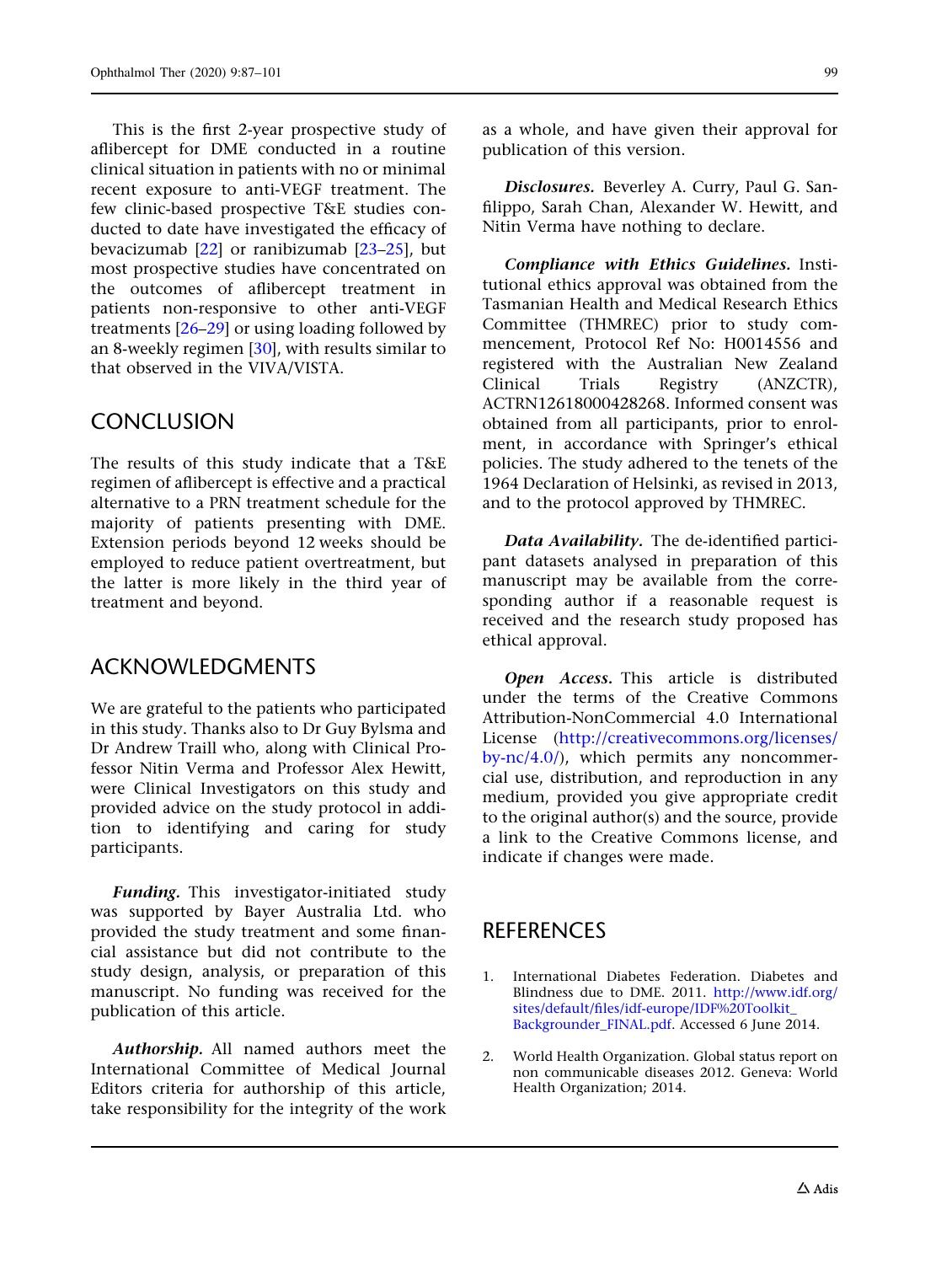This is the first 2-year prospective study of aflibercept for DME conducted in a routine clinical situation in patients with no or minimal recent exposure to anti-VEGF treatment. The few clinic-based prospective T&E studies conducted to date have investigated the efficacy of bevacizumab [22] or ranibizumab [23–25], but most prospective studies have concentrated on the outcomes of aflibercept treatment in patients non-responsive to other anti-VEGF treatments [26–29] or using loading followed by an 8-weekly regimen [30], with results similar to that observed in the VIVA/VISTA.

## CONCLUSION

The results of this study indicate that a T&E regimen of aflibercept is effective and a practical alternative to a PRN treatment schedule for the majority of patients presenting with DME. Extension periods beyond 12 weeks should be employed to reduce patient overtreatment, but the latter is more likely in the third year of treatment and beyond.

## ACKNOWLEDGMENTS

We are grateful to the patients who participated in this study. Thanks also to Dr Guy Bylsma and Dr Andrew Traill who, along with Clinical Professor Nitin Verma and Professor Alex Hewitt, were Clinical Investigators on this study and provided advice on the study protocol in addition to identifying and caring for study participants.

***Funding.*** This investigator-initiated study was supported by Bayer Australia Ltd. who provided the study treatment and some financial assistance but did not contribute to the study design, analysis, or preparation of this manuscript. No funding was received for the publication of this article.

***Authorship.*** All named authors meet the International Committee of Medical Journal Editors criteria for authorship of this article, take responsibility for the integrity of the work as a whole, and have given their approval for publication of this version.

***Disclosures.*** Beverley A. Curry, Paul G. Sanfilippo, Sarah Chan, Alexander W. Hewitt, and Nitin Verma have nothing to declare.

***Compliance with Ethics Guidelines.*** Institutional ethics approval was obtained from the Tasmanian Health and Medical Research Ethics Committee (THMREC) prior to study commencement, Protocol Ref No: H0014556 and registered with the Australian New Zealand Clinical Trials Registry (ANZCTR), ACTRN12618000428268. Informed consent was obtained from all participants, prior to enrolment, in accordance with Springer's ethical policies. The study adhered to the tenets of the 1964 Declaration of Helsinki, as revised in 2013, and to the protocol approved by THMREC.

***Data Availability.*** The de-identified participant datasets analysed in preparation of this manuscript may be available from the corresponding author if a reasonable request is received and the research study proposed has ethical approval.

***Open Access.*** This article is distributed under the terms of the Creative Commons Attribution-NonCommercial 4.0 International License (http://creativecommons.org/licenses/by-nc/4.0/), which permits any noncommercial use, distribution, and reproduction in any medium, provided you give appropriate credit to the original author(s) and the source, provide a link to the Creative Commons license, and indicate if changes were made.

## REFERENCES

1. International Diabetes Federation. Diabetes and Blindness due to DME. 2011. http://www.idf.org/sites/default/files/idf-europe/IDF%20Toolkit_Backgrounder_FINAL.pdf. Accessed 6 June 2014.

2. World Health Organization. Global status report on non communicable diseases 2012. Geneva: World Health Organization; 2014.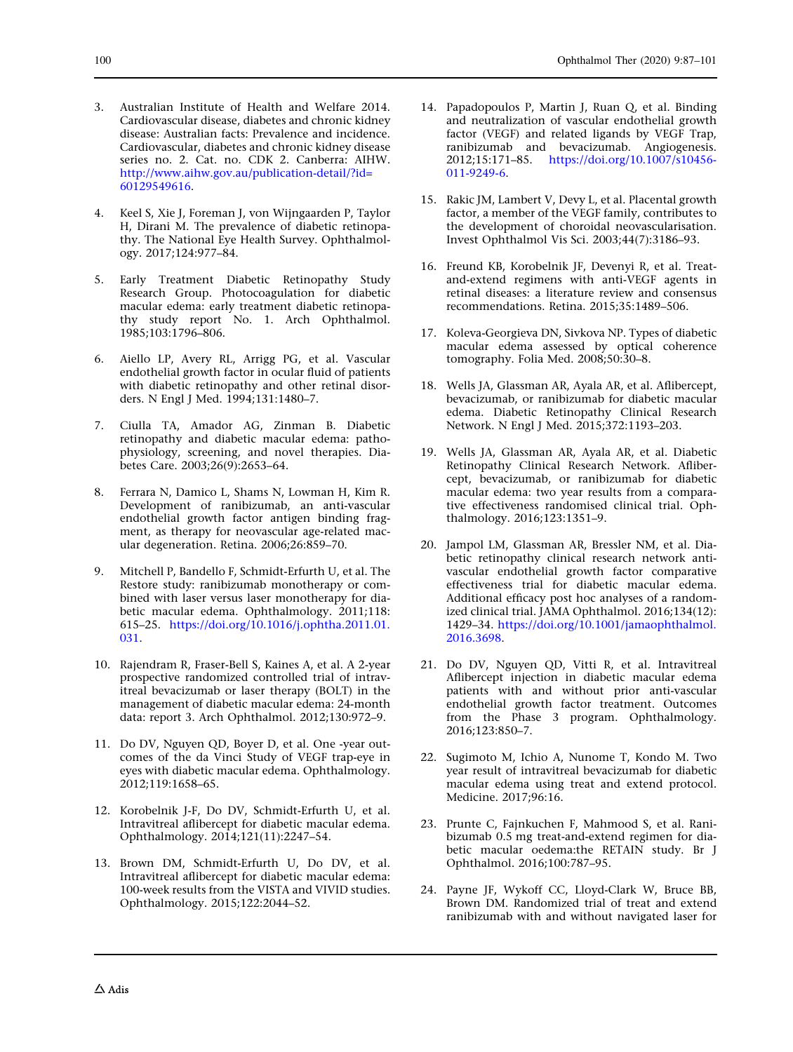3. Australian Institute of Health and Welfare 2014. Cardiovascular disease, diabetes and chronic kidney disease: Australian facts: Prevalence and incidence. Cardiovascular, diabetes and chronic kidney disease series no. 2. Cat. no. CDK 2. Canberra: AIHW. http://www.aihw.gov.au/publication-detail/?id=60129549616.

4. Keel S, Xie J, Foreman J, von Wijngaarden P, Taylor H, Dirani M. The prevalence of diabetic retinopathy. The National Eye Health Survey. Ophthalmology. 2017;124:977–84.

5. Early Treatment Diabetic Retinopathy Study Research Group. Photocoagulation for diabetic macular edema: early treatment diabetic retinopathy study report No. 1. Arch Ophthalmol. 1985;103:1796–806.

6. Aiello LP, Avery RL, Arrigg PG, et al. Vascular endothelial growth factor in ocular fluid of patients with diabetic retinopathy and other retinal disorders. N Engl J Med. 1994;131:1480–7.

7. Ciulla TA, Amador AG, Zinman B. Diabetic retinopathy and diabetic macular edema: pathophysiology, screening, and novel therapies. Diabetes Care. 2003;26(9):2653–64.

8. Ferrara N, Damico L, Shams N, Lowman H, Kim R. Development of ranibizumab, an anti-vascular endothelial growth factor antigen binding fragment, as therapy for neovascular age-related macular degeneration. Retina. 2006;26:859–70.

9. Mitchell P, Bandello F, Schmidt-Erfurth U, et al. The Restore study: ranibizumab monotherapy or combined with laser versus laser monotherapy for diabetic macular edema. Ophthalmology. 2011;118: 615–25. https://doi.org/10.1016/j.ophtha.2011.01.031.

10. Rajendram R, Fraser-Bell S, Kaines A, et al. A 2-year prospective randomized controlled trial of intravitreal bevacizumab or laser therapy (BOLT) in the management of diabetic macular edema: 24-month data: report 3. Arch Ophthalmol. 2012;130:972–9.

11. Do DV, Nguyen QD, Boyer D, et al. One -year outcomes of the da Vinci Study of VEGF trap-eye in eyes with diabetic macular edema. Ophthalmology. 2012;119:1658–65.

12. Korobelnik J-F, Do DV, Schmidt-Erfurth U, et al. Intravitreal aflibercept for diabetic macular edema. Ophthalmology. 2014;121(11):2247–54.

13. Brown DM, Schmidt-Erfurth U, Do DV, et al. Intravitreal aflibercept for diabetic macular edema: 100-week results from the VISTA and VIVID studies. Ophthalmology. 2015;122:2044–52.

14. Papadopoulos P, Martin J, Ruan Q, et al. Binding and neutralization of vascular endothelial growth factor (VEGF) and related ligands by VEGF Trap, ranibizumab and bevacizumab. Angiogenesis. 2012;15:171–85. https://doi.org/10.1007/s10456-011-9249-6.

15. Rakic JM, Lambert V, Devy L, et al. Placental growth factor, a member of the VEGF family, contributes to the development of choroidal neovascularisation. Invest Ophthalmol Vis Sci. 2003;44(7):3186–93.

16. Freund KB, Korobelnik JF, Devenyi R, et al. Treat-and-extend regimens with anti-VEGF agents in retinal diseases: a literature review and consensus recommendations. Retina. 2015;35:1489–506.

17. Koleva-Georgieva DN, Sivkova NP. Types of diabetic macular edema assessed by optical coherence tomography. Folia Med. 2008;50:30–8.

18. Wells JA, Glassman AR, Ayala AR, et al. Aflibercept, bevacizumab, or ranibizumab for diabetic macular edema. Diabetic Retinopathy Clinical Research Network. N Engl J Med. 2015;372:1193–203.

19. Wells JA, Glassman AR, Ayala AR, et al. Diabetic Retinopathy Clinical Research Network. Aflibercept, bevacizumab, or ranibizumab for diabetic macular edema: two year results from a comparative effectiveness randomised clinical trial. Ophthalmology. 2016;123:1351–9.

20. Jampol LM, Glassman AR, Bressler NM, et al. Diabetic retinopathy clinical research network anti-vascular endothelial growth factor comparative effectiveness trial for diabetic macular edema. Additional efficacy post hoc analyses of a randomized clinical trial. JAMA Ophthalmol. 2016;134(12): 1429–34. https://doi.org/10.1001/jamaophthalmol.2016.3698.

21. Do DV, Nguyen QD, Vitti R, et al. Intravitreal Aflibercept injection in diabetic macular edema patients with and without prior anti-vascular endothelial growth factor treatment. Outcomes from the Phase 3 program. Ophthalmology. 2016;123:850–7.

22. Sugimoto M, Ichio A, Nunome T, Kondo M. Two year result of intravitreal bevacizumab for diabetic macular edema using treat and extend protocol. Medicine. 2017;96:16.

23. Prunte C, Fajnkuchen F, Mahmood S, et al. Ranibizumab 0.5 mg treat-and-extend regimen for diabetic macular oedema:the RETAIN study. Br J Ophthalmol. 2016;100:787–95.

24. Payne JF, Wykoff CC, Lloyd-Clark W, Bruce BB, Brown DM. Randomized trial of treat and extend ranibizumab with and without navigated laser for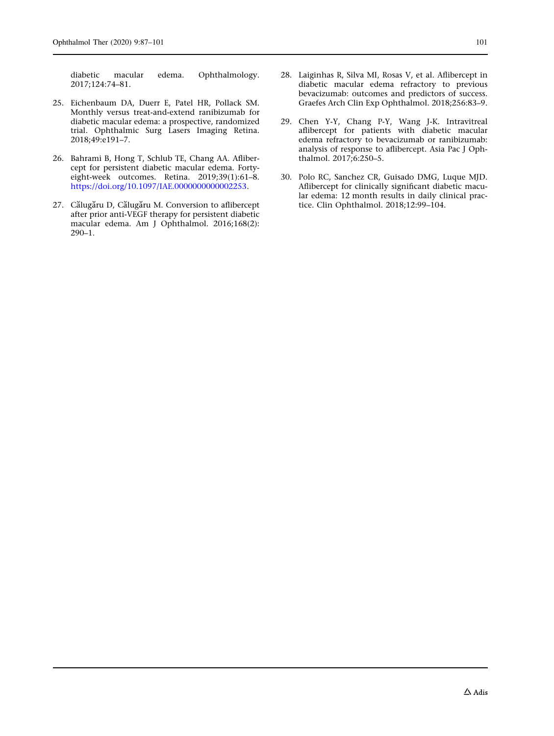diabetic macular edema. Ophthalmology. 2017;124:74–81.

25. Eichenbaum DA, Duerr E, Patel HR, Pollack SM. Monthly versus treat-and-extend ranibizumab for diabetic macular edema: a prospective, randomized trial. Ophthalmic Surg Lasers Imaging Retina. 2018;49:e191–7.

26. Bahrami B, Hong T, Schlub TE, Chang AA. Aflibercept for persistent diabetic macular edema. Forty-eight-week outcomes. Retina. 2019;39(1):61–8. https://doi.org/10.1097/IAE.0000000000002253.

27. Călugăru D, Călugăru M. Conversion to aflibercept after prior anti-VEGF therapy for persistent diabetic macular edema. Am J Ophthalmol. 2016;168(2): 290–1.

28. Laiginhas R, Silva MI, Rosas V, et al. Aflibercept in diabetic macular edema refractory to previous bevacizumab: outcomes and predictors of success. Graefes Arch Clin Exp Ophthalmol. 2018;256:83–9.

29. Chen Y-Y, Chang P-Y, Wang J-K. Intravitreal aflibercept for patients with diabetic macular edema refractory to bevacizumab or ranibizumab: analysis of response to aflibercept. Asia Pac J Ophthalmol. 2017;6:250–5.

30. Polo RC, Sanchez CR, Guisado DMG, Luque MJD. Aflibercept for clinically significant diabetic macular edema: 12 month results in daily clinical practice. Clin Ophthalmol. 2018;12:99–104.